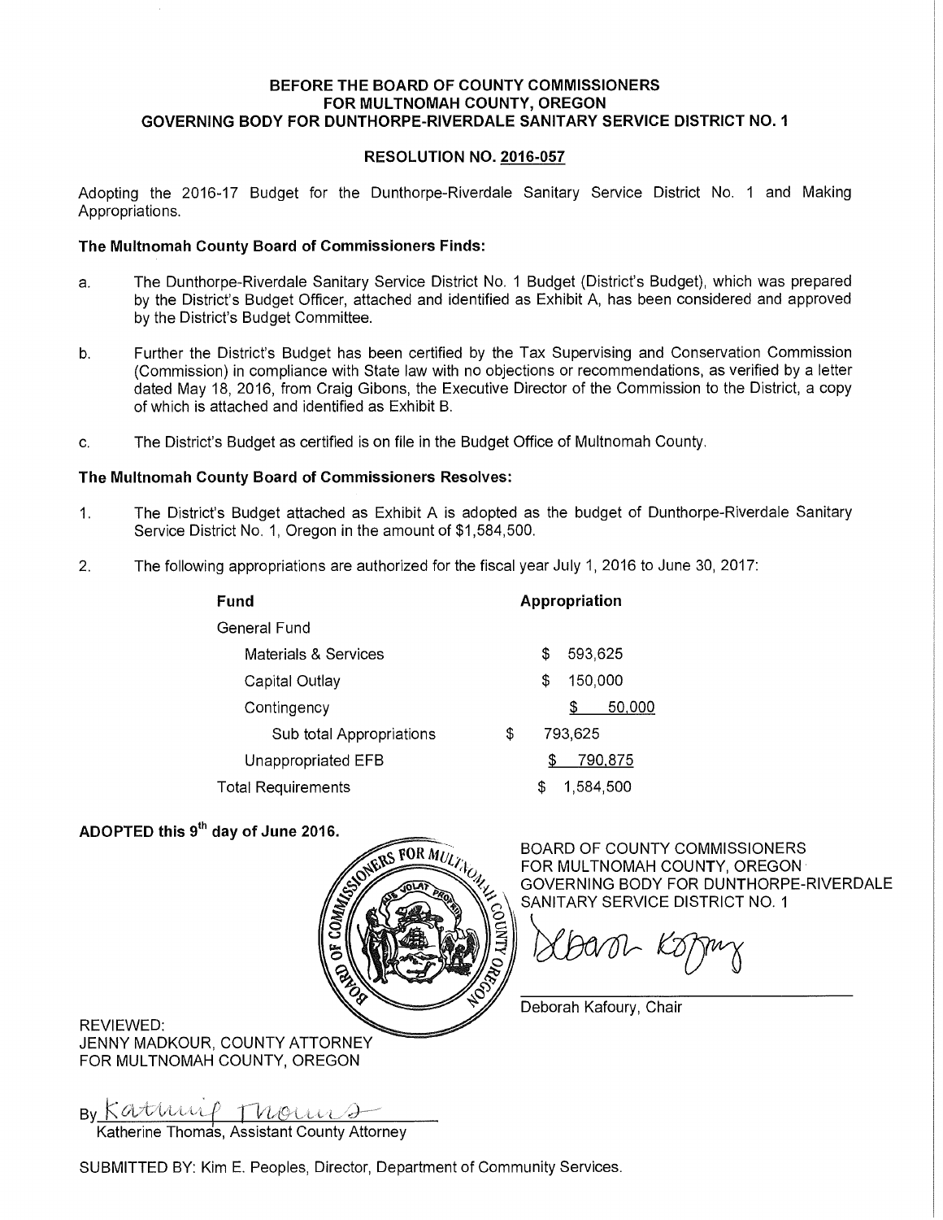**BEFORE THE BOARD OF COUNTY COMMISSIONERS**
**FOR MULTNOMAH COUNTY, OREGON**
**GOVERNING BODY FOR DUNTHORPE-RIVERDALE SANITARY SERVICE DISTRICT NO. 1**

**RESOLUTION NO. 2016-057**

Adopting the 2016-17 Budget for the Dunthorpe-Riverdale Sanitary Service District No. 1 and Making Appropriations.

**The Multnomah County Board of Commissioners Finds:**

a. The Dunthorpe-Riverdale Sanitary Service District No. 1 Budget (District's Budget), which was prepared by the District's Budget Officer, attached and identified as Exhibit A, has been considered and approved by the District's Budget Committee.

b. Further the District's Budget has been certified by the Tax Supervising and Conservation Commission (Commission) in compliance with State law with no objections or recommendations, as verified by a letter dated May 18, 2016, from Craig Gibons, the Executive Director of the Commission to the District, a copy of which is attached and identified as Exhibit B.

c. The District's Budget as certified is on file in the Budget Office of Multnomah County.

**The Multnomah County Board of Commissioners Resolves:**

1. The District's Budget attached as Exhibit A is adopted as the budget of Dunthorpe-Riverdale Sanitary Service District No. 1, Oregon in the amount of $1,584,500.

2. The following appropriations are authorized for the fiscal year July 1, 2016 to June 30, 2017:

| Fund | Appropriation |
|---|---|
| General Fund | |
| Materials & Services | $ 593,625 |
| Capital Outlay | $ 150,000 |
| Contingency | $ 50,000 |
| Sub total Appropriations | $ 793,625 |
| Unappropriated EFB | $ 790,875 |
| Total Requirements | $ 1,584,500 |

**ADOPTED this 9th day of June 2016.**

BOARD OF COUNTY COMMISSIONERS
FOR MULTNOMAH COUNTY, OREGON
GOVERNING BODY FOR DUNTHORPE-RIVERDALE
SANITARY SERVICE DISTRICT NO. 1

Deborah Kafoury, Chair

REVIEWED:
JENNY MADKOUR, COUNTY ATTORNEY
FOR MULTNOMAH COUNTY, OREGON

By Katherine Thomas
Katherine Thomas, Assistant County Attorney

SUBMITTED BY: Kim E. Peoples, Director, Department of Community Services.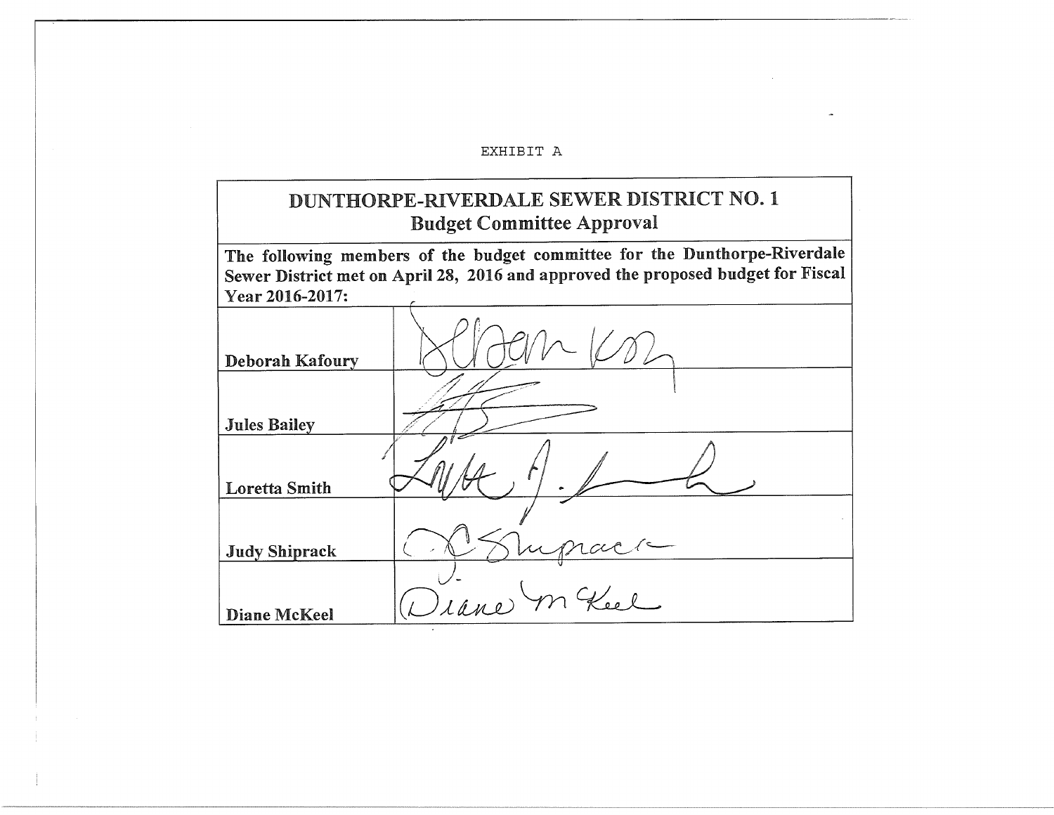EXHIBIT A

| DUNTHORPE-RIVERDALE SEWER DISTRICT NO. 1<br>Budget Committee Approval | |
|---|---|
| The following members of the budget committee for the Dunthorpe-Riverdale Sewer District met on April 28, 2016 and approved the proposed budget for Fiscal Year 2016-2017: | |
| **Deborah Kafoury** | |
| **Jules Bailey** | |
| **Loretta Smith** | |
| **Judy Shiprack** | |
| **Diane McKeel** | |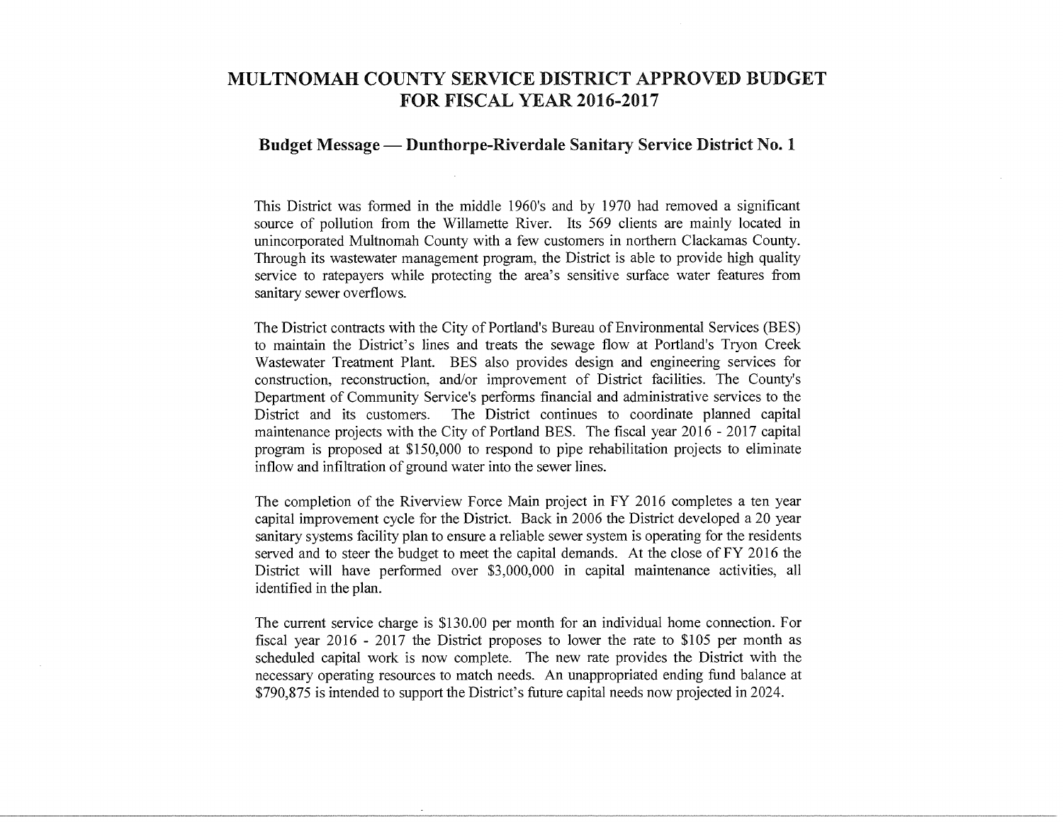# MULTNOMAH COUNTY SERVICE DISTRICT APPROVED BUDGET FOR FISCAL YEAR 2016-2017

## Budget Message — Dunthorpe-Riverdale Sanitary Service District No. 1

This District was formed in the middle 1960's and by 1970 had removed a significant source of pollution from the Willamette River. Its 569 clients are mainly located in unincorporated Multnomah County with a few customers in northern Clackamas County. Through its wastewater management program, the District is able to provide high quality service to ratepayers while protecting the area's sensitive surface water features from sanitary sewer overflows.

The District contracts with the City of Portland's Bureau of Environmental Services (BES) to maintain the District's lines and treats the sewage flow at Portland's Tryon Creek Wastewater Treatment Plant. BES also provides design and engineering services for construction, reconstruction, and/or improvement of District facilities. The County's Department of Community Service's performs financial and administrative services to the District and its customers. The District continues to coordinate planned capital maintenance projects with the City of Portland BES. The fiscal year 2016 - 2017 capital program is proposed at $150,000 to respond to pipe rehabilitation projects to eliminate inflow and infiltration of ground water into the sewer lines.

The completion of the Riverview Force Main project in FY 2016 completes a ten year capital improvement cycle for the District. Back in 2006 the District developed a 20 year sanitary systems facility plan to ensure a reliable sewer system is operating for the residents served and to steer the budget to meet the capital demands. At the close of FY 2016 the District will have performed over $3,000,000 in capital maintenance activities, all identified in the plan.

The current service charge is $130.00 per month for an individual home connection. For fiscal year 2016 - 2017 the District proposes to lower the rate to $105 per month as scheduled capital work is now complete. The new rate provides the District with the necessary operating resources to match needs. An unappropriated ending fund balance at $790,875 is intended to support the District's future capital needs now projected in 2024.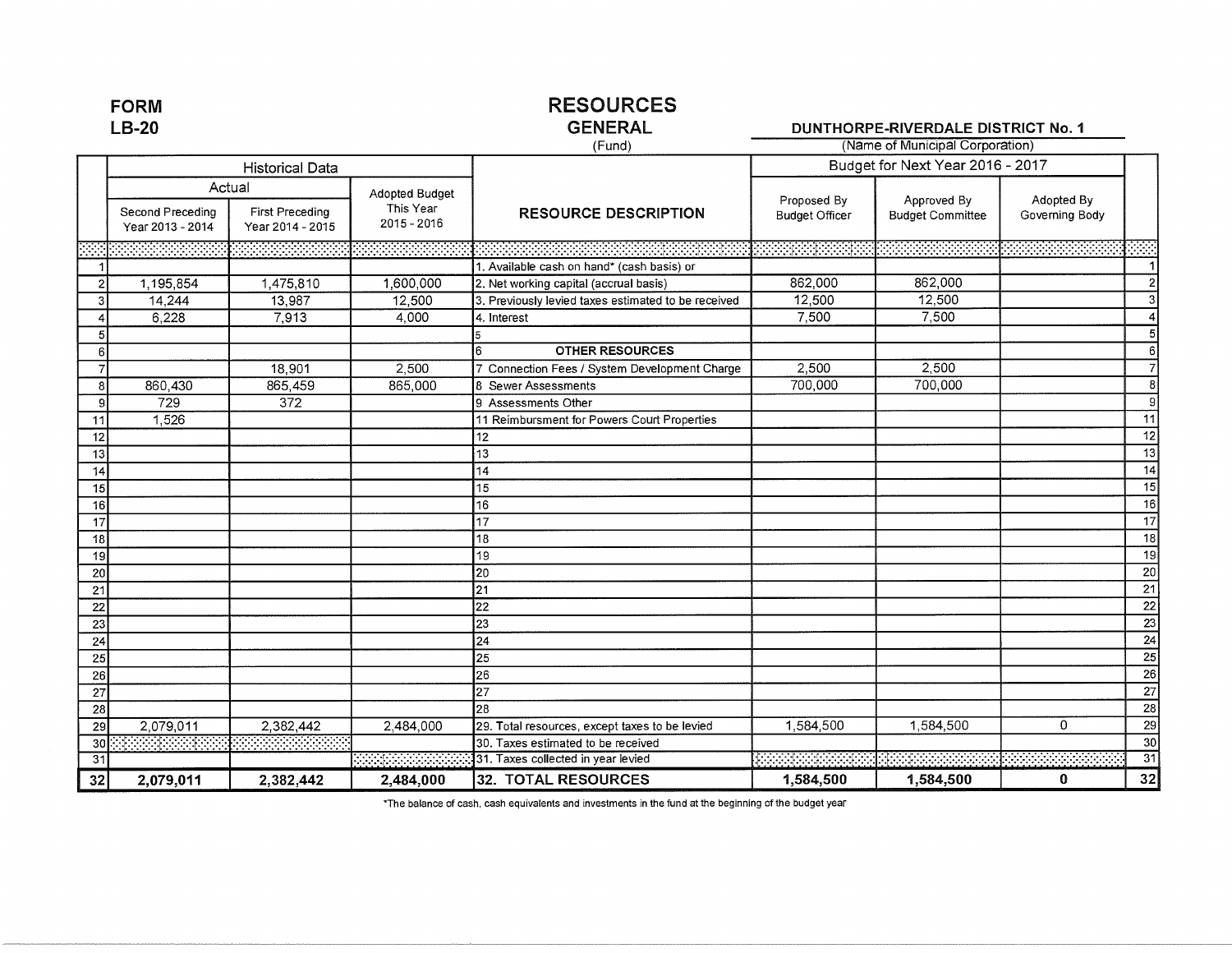**FORM LB-20**

# RESOURCES

## GENERAL
(Fund)

**DUNTHORPE-RIVERDALE DISTRICT No. 1**
(Name of Municipal Corporation)

| | Historical Data | | | RESOURCE DESCRIPTION | Budget for Next Year 2016 - 2017 | | | |
|---|---|---|---|---|---|---|---|---|
| | Actual | | Adopted Budget This Year 2015 - 2016 | | Proposed By Budget Officer | Approved By Budget Committee | Adopted By Governing Body | |
| | Second Preceding Year 2013 - 2014 | First Preceding Year 2014 - 2015 | | | | | | |
| 1 | | | | 1. Available cash on hand* (cash basis) or | | | | 1 |
| 2 | 1,195,854 | 1,475,810 | 1,600,000 | 2. Net working capital (accrual basis) | 862,000 | 862,000 | | 2 |
| 3 | 14,244 | 13,987 | 12,500 | 3. Previously levied taxes estimated to be received | 12,500 | 12,500 | | 3 |
| 4 | 6,228 | 7,913 | 4,000 | 4. Interest | 7,500 | 7,500 | | 4 |
| 5 | | | | 5 | | | | 5 |
| 6 | | | | 6 **OTHER RESOURCES** | | | | 6 |
| 7 | | 18,901 | 2,500 | 7 Connection Fees / System Development Charge | 2,500 | 2,500 | | 7 |
| 8 | 860,430 | 865,459 | 865,000 | 8 Sewer Assessments | 700,000 | 700,000 | | 8 |
| 9 | 729 | 372 | | 9 Assessments Other | | | | 9 |
| 11 | 1,526 | | | 11 Reimbursment for Powers Court Properties | | | | 11 |
| 12 | | | | 12 | | | | 12 |
| 13 | | | | 13 | | | | 13 |
| 14 | | | | 14 | | | | 14 |
| 15 | | | | 15 | | | | 15 |
| 16 | | | | 16 | | | | 16 |
| 17 | | | | 17 | | | | 17 |
| 18 | | | | 18 | | | | 18 |
| 19 | | | | 19 | | | | 19 |
| 20 | | | | 20 | | | | 20 |
| 21 | | | | 21 | | | | 21 |
| 22 | | | | 22 | | | | 22 |
| 23 | | | | 23 | | | | 23 |
| 24 | | | | 24 | | | | 24 |
| 25 | | | | 25 | | | | 25 |
| 26 | | | | 26 | | | | 26 |
| 27 | | | | 27 | | | | 27 |
| 28 | | | | 28 | | | | 28 |
| 29 | 2,079,011 | 2,382,442 | 2,484,000 | 29. Total resources, except taxes to be levied | 1,584,500 | 1,584,500 | 0 | 29 |
| 30 | | | | 30. Taxes estimated to be received | | | | 30 |
| 31 | | | | 31. Taxes collected in year levied | | | | 31 |
| **32** | **2,079,011** | **2,382,442** | **2,484,000** | **32. TOTAL RESOURCES** | **1,584,500** | **1,584,500** | **0** | **32** |

*The balance of cash, cash equivalents and investments in the fund at the beginning of the budget year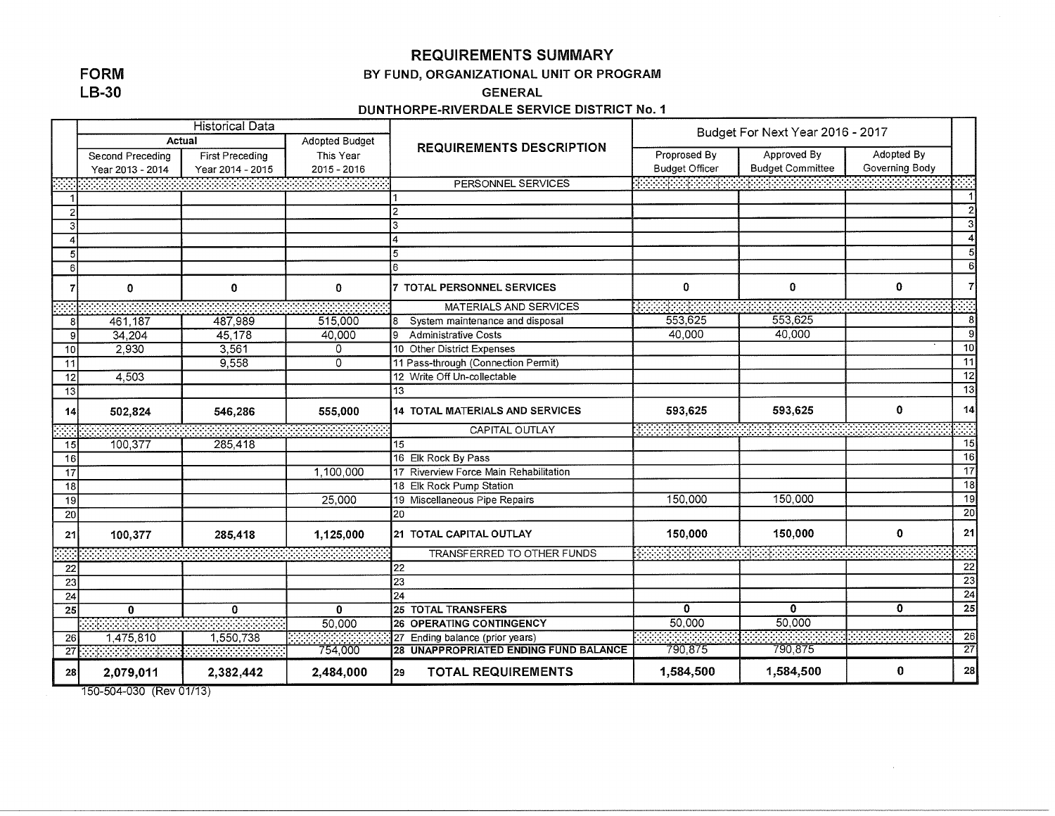**FORM**
**LB-30**

# REQUIREMENTS SUMMARY

### BY FUND, ORGANIZATIONAL UNIT OR PROGRAM

### GENERAL

### DUNTHORPE-RIVERDALE SERVICE DISTRICT No. 1

| | Historical Data | | | REQUIREMENTS DESCRIPTION | Budget For Next Year 2016 - 2017 | | | |
|---|---|---|---|---|---|---|---|---|
| | Actual | | Adopted Budget | | | | | |
| | Second Preceding Year 2013 - 2014 | First Preceding Year 2014 - 2015 | This Year 2015 - 2016 | | Proprosed By Budget Officer | Approved By Budget Committee | Adopted By Governing Body | |
| | | | | PERSONNEL SERVICES | | | | |
| 1 | | | | 1 | | | | 1 |
| 2 | | | | 2 | | | | 2 |
| 3 | | | | 3 | | | | 3 |
| 4 | | | | 4 | | | | 4 |
| 5 | | | | 5 | | | | 5 |
| 6 | | | | 6 | | | | 6 |
| 7 | **0** | **0** | **0** | **7 TOTAL PERSONNEL SERVICES** | **0** | **0** | **0** | 7 |
| | | | | MATERIALS AND SERVICES | | | | |
| 8 | 461,187 | 487,989 | 515,000 | 8 System maintenance and disposal | 553,625 | 553,625 | | 8 |
| 9 | 34,204 | 45,178 | 40,000 | 9 Administrative Costs | 40,000 | 40,000 | | 9 |
| 10 | 2,930 | 3,561 | 0 | 10 Other District Expenses | | | | 10 |
| 11 | | 9,558 | 0 | 11 Pass-through (Connection Permit) | | | | 11 |
| 12 | 4,503 | | | 12 Write Off Un-collectable | | | | 12 |
| 13 | | | | 13 | | | | 13 |
| 14 | **502,824** | **546,286** | **555,000** | **14 TOTAL MATERIALS AND SERVICES** | **593,625** | **593,625** | **0** | 14 |
| | | | | CAPITAL OUTLAY | | | | |
| 15 | 100,377 | 285,418 | | 15 | | | | 15 |
| 16 | | | | 16 Elk Rock By Pass | | | | 16 |
| 17 | | | 1,100,000 | 17 Riverview Force Main Rehabilitation | | | | 17 |
| 18 | | | | 18 Elk Rock Pump Station | | | | 18 |
| 19 | | | 25,000 | 19 Miscellaneous Pipe Repairs | 150,000 | 150,000 | | 19 |
| 20 | | | | 20 | | | | 20 |
| 21 | **100,377** | **285,418** | **1,125,000** | **21 TOTAL CAPITAL OUTLAY** | **150,000** | **150,000** | **0** | 21 |
| | | | | TRANSFERRED TO OTHER FUNDS | | | | |
| 22 | | | | 22 | | | | 22 |
| 23 | | | | 23 | | | | 23 |
| 24 | | | | 24 | | | | 24 |
| 25 | **0** | **0** | **0** | **25 TOTAL TRANSFERS** | **0** | **0** | **0** | 25 |
| | | | 50,000 | **26 OPERATING CONTINGENCY** | 50,000 | 50,000 | | |
| 26 | 1,475,810 | 1,550,738 | | 27 Ending balance (prior years) | | | | 26 |
| 27 | | | 754,000 | **28 UNAPPROPRIATED ENDING FUND BALANCE** | 790,875 | 790,875 | | 27 |
| 28 | **2,079,011** | **2,382,442** | **2,484,000** | **29 TOTAL REQUIREMENTS** | **1,584,500** | **1,584,500** | **0** | 28 |

150-504-030 (Rev 01/13)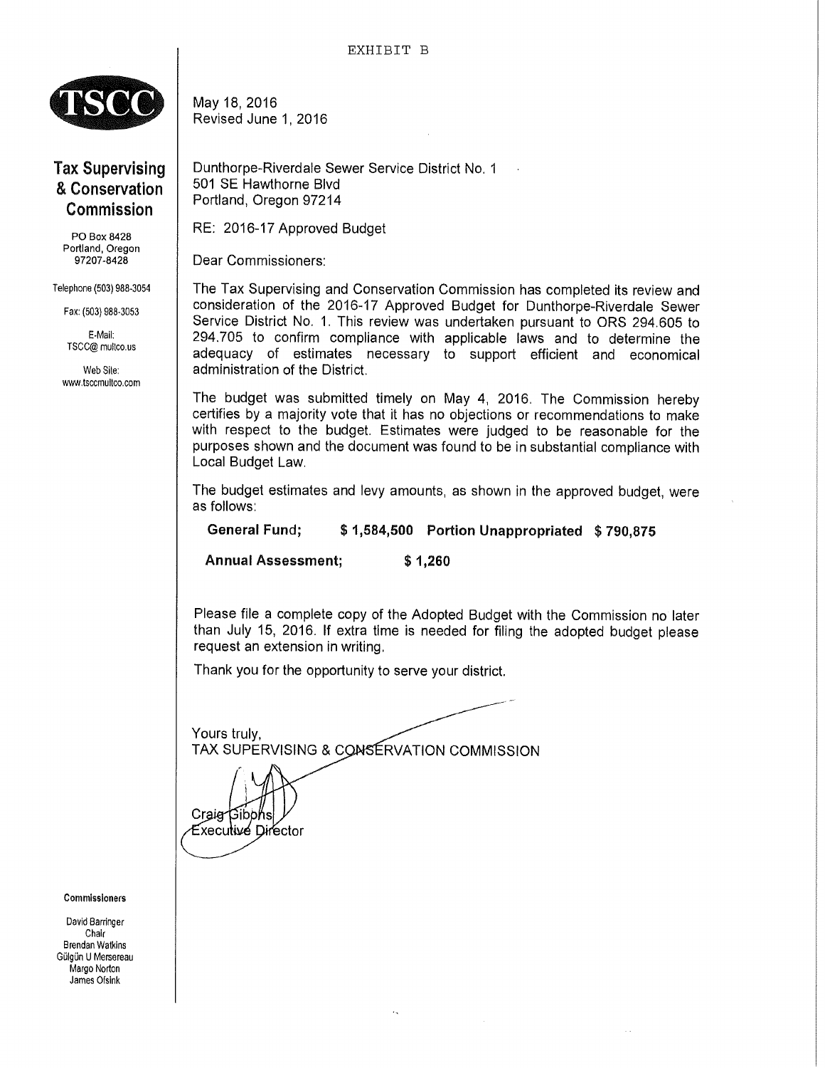EXHIBIT B

**TSCC**

## Tax Supervising & Conservation Commission

PO Box 8428
Portland, Oregon
97207-8428

Telephone (503) 988-3054

Fax: (503) 988-3053

E-Mail:
TSCC@multco.us

Web Site:
www.tsccmultco.com

May 18, 2016
Revised June 1, 2016

Dunthorpe-Riverdale Sewer Service District No. 1
501 SE Hawthorne Blvd
Portland, Oregon 97214

RE: 2016-17 Approved Budget

Dear Commissioners:

The Tax Supervising and Conservation Commission has completed its review and consideration of the 2016-17 Approved Budget for Dunthorpe-Riverdale Sewer Service District No. 1. This review was undertaken pursuant to ORS 294.605 to 294.705 to confirm compliance with applicable laws and to determine the adequacy of estimates necessary to support efficient and economical administration of the District.

The budget was submitted timely on May 4, 2016. The Commission hereby certifies by a majority vote that it has no objections or recommendations to make with respect to the budget. Estimates were judged to be reasonable for the purposes shown and the document was found to be in substantial compliance with Local Budget Law.

The budget estimates and levy amounts, as shown in the approved budget, were as follows:

| | | | |
|---|---|---|---|
| **General Fund;** | **$ 1,584,500** | **Portion Unappropriated** | **$ 790,875** |
| **Annual Assessment;** | **$ 1,260** | | |

Please file a complete copy of the Adopted Budget with the Commission no later than July 15, 2016. If extra time is needed for filing the adopted budget please request an extension in writing.

Thank you for the opportunity to serve your district.

Yours truly,
TAX SUPERVISING & CONSERVATION COMMISSION

Craig Gibons
Executive Director

**Commissioners**

David Barringer
Chair
Brendan Watkins
Gülgün U Mersereau
Margo Norton
James Ofsink